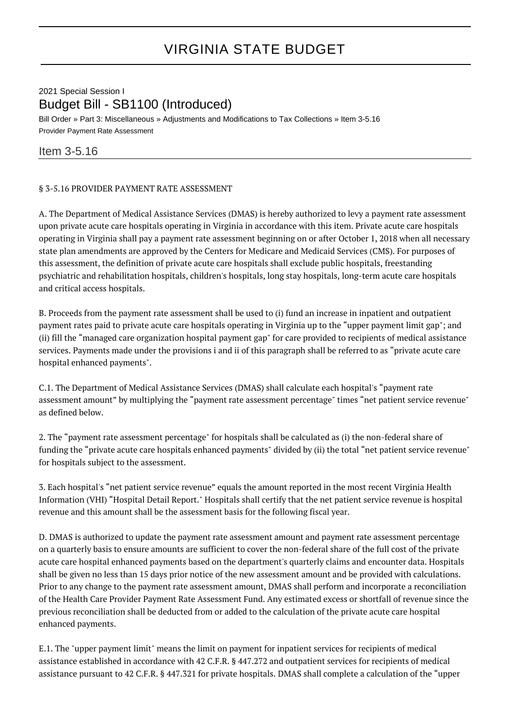# VIRGINIA STATE BUDGET

2021 Special Session I

## Budget Bill - SB1100 (Introduced)

Bill Order » Part 3: Miscellaneous » Adjustments and Modifications to Tax Collections » Item 3-5.16

Provider Payment Rate Assessment

### Item 3-5.16

§ 3-5.16 PROVIDER PAYMENT RATE ASSESSMENT

A. The Department of Medical Assistance Services (DMAS) is hereby authorized to levy a payment rate assessment upon private acute care hospitals operating in Virginia in accordance with this item. Private acute care hospitals operating in Virginia shall pay a payment rate assessment beginning on or after October 1, 2018 when all necessary state plan amendments are approved by the Centers for Medicare and Medicaid Services (CMS). For purposes of this assessment, the definition of private acute care hospitals shall exclude public hospitals, freestanding psychiatric and rehabilitation hospitals, children's hospitals, long stay hospitals, long-term acute care hospitals and critical access hospitals.

B. Proceeds from the payment rate assessment shall be used to (i) fund an increase in inpatient and outpatient payment rates paid to private acute care hospitals operating in Virginia up to the "upper payment limit gap"; and (ii) fill the "managed care organization hospital payment gap" for care provided to recipients of medical assistance services. Payments made under the provisions i and ii of this paragraph shall be referred to as "private acute care hospital enhanced payments".

C.1. The Department of Medical Assistance Services (DMAS) shall calculate each hospital's "payment rate assessment amount" by multiplying the "payment rate assessment percentage" times "net patient service revenue" as defined below.

2. The "payment rate assessment percentage" for hospitals shall be calculated as (i) the non-federal share of funding the "private acute care hospitals enhanced payments" divided by (ii) the total "net patient service revenue" for hospitals subject to the assessment.

3. Each hospital's "net patient service revenue" equals the amount reported in the most recent Virginia Health Information (VHI) "Hospital Detail Report." Hospitals shall certify that the net patient service revenue is hospital revenue and this amount shall be the assessment basis for the following fiscal year.

D. DMAS is authorized to update the payment rate assessment amount and payment rate assessment percentage on a quarterly basis to ensure amounts are sufficient to cover the non-federal share of the full cost of the private acute care hospital enhanced payments based on the department's quarterly claims and encounter data. Hospitals shall be given no less than 15 days prior notice of the new assessment amount and be provided with calculations. Prior to any change to the payment rate assessment amount, DMAS shall perform and incorporate a reconciliation of the Health Care Provider Payment Rate Assessment Fund. Any estimated excess or shortfall of revenue since the previous reconciliation shall be deducted from or added to the calculation of the private acute care hospital enhanced payments.

E.1. The "upper payment limit" means the limit on payment for inpatient services for recipients of medical assistance established in accordance with 42 C.F.R. § 447.272 and outpatient services for recipients of medical assistance pursuant to 42 C.F.R. § 447.321 for private hospitals. DMAS shall complete a calculation of the "upper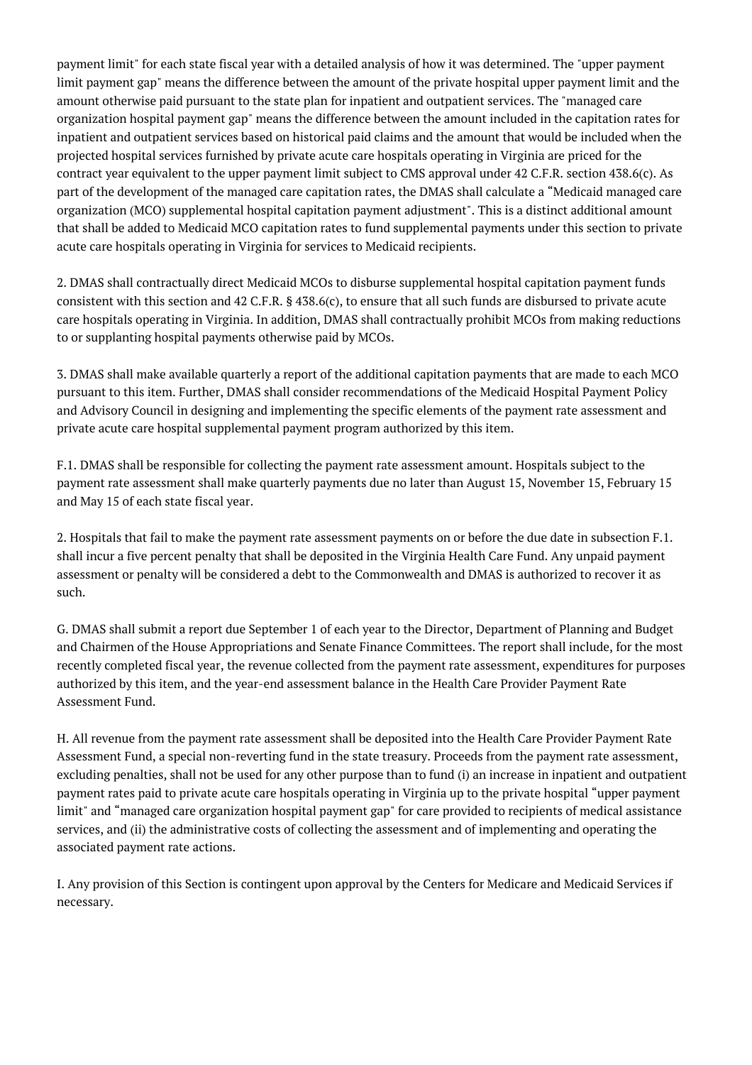payment limit" for each state fiscal year with a detailed analysis of how it was determined. The "upper payment limit payment gap" means the difference between the amount of the private hospital upper payment limit and the amount otherwise paid pursuant to the state plan for inpatient and outpatient services. The "managed care organization hospital payment gap" means the difference between the amount included in the capitation rates for inpatient and outpatient services based on historical paid claims and the amount that would be included when the projected hospital services furnished by private acute care hospitals operating in Virginia are priced for the contract year equivalent to the upper payment limit subject to CMS approval under 42 C.F.R. section 438.6(c). As part of the development of the managed care capitation rates, the DMAS shall calculate a "Medicaid managed care organization (MCO) supplemental hospital capitation payment adjustment". This is a distinct additional amount that shall be added to Medicaid MCO capitation rates to fund supplemental payments under this section to private acute care hospitals operating in Virginia for services to Medicaid recipients.

2. DMAS shall contractually direct Medicaid MCOs to disburse supplemental hospital capitation payment funds consistent with this section and 42 C.F.R. § 438.6(c), to ensure that all such funds are disbursed to private acute care hospitals operating in Virginia. In addition, DMAS shall contractually prohibit MCOs from making reductions to or supplanting hospital payments otherwise paid by MCOs.

3. DMAS shall make available quarterly a report of the additional capitation payments that are made to each MCO pursuant to this item. Further, DMAS shall consider recommendations of the Medicaid Hospital Payment Policy and Advisory Council in designing and implementing the specific elements of the payment rate assessment and private acute care hospital supplemental payment program authorized by this item.

F.1. DMAS shall be responsible for collecting the payment rate assessment amount. Hospitals subject to the payment rate assessment shall make quarterly payments due no later than August 15, November 15, February 15 and May 15 of each state fiscal year.

2. Hospitals that fail to make the payment rate assessment payments on or before the due date in subsection F.1. shall incur a five percent penalty that shall be deposited in the Virginia Health Care Fund. Any unpaid payment assessment or penalty will be considered a debt to the Commonwealth and DMAS is authorized to recover it as such.

G. DMAS shall submit a report due September 1 of each year to the Director, Department of Planning and Budget and Chairmen of the House Appropriations and Senate Finance Committees. The report shall include, for the most recently completed fiscal year, the revenue collected from the payment rate assessment, expenditures for purposes authorized by this item, and the year-end assessment balance in the Health Care Provider Payment Rate Assessment Fund.

H. All revenue from the payment rate assessment shall be deposited into the Health Care Provider Payment Rate Assessment Fund, a special non-reverting fund in the state treasury. Proceeds from the payment rate assessment, excluding penalties, shall not be used for any other purpose than to fund (i) an increase in inpatient and outpatient payment rates paid to private acute care hospitals operating in Virginia up to the private hospital "upper payment limit" and "managed care organization hospital payment gap" for care provided to recipients of medical assistance services, and (ii) the administrative costs of collecting the assessment and of implementing and operating the associated payment rate actions.

I. Any provision of this Section is contingent upon approval by the Centers for Medicare and Medicaid Services if necessary.